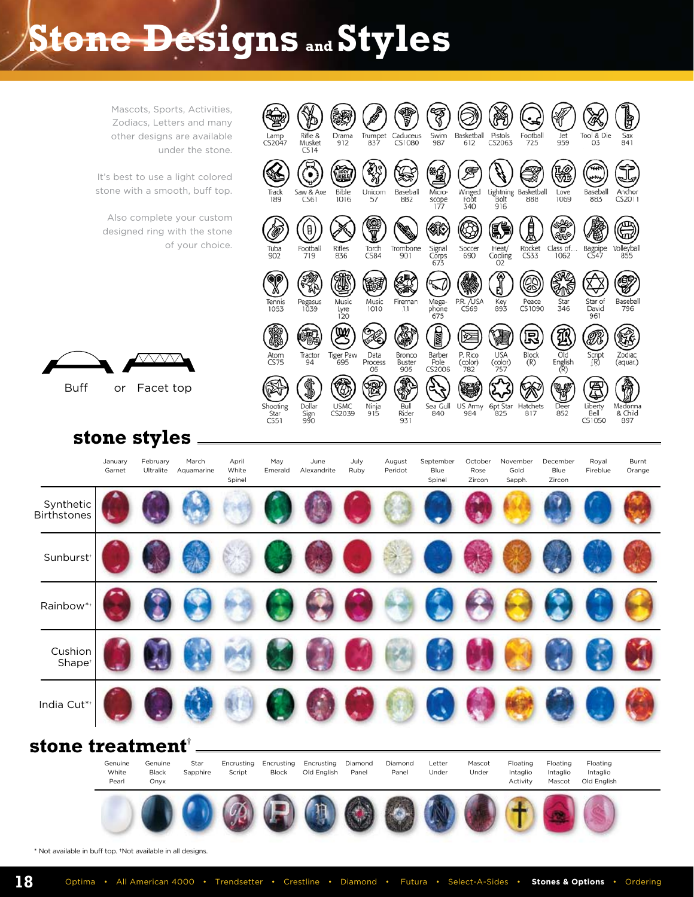# Stone Designs and Styles

Mascots, Sports, Activities, Zodiacs, Letters and many other designs are available under the stone.

It's best to use a light colored stone with a smooth, buff top.

Also complete your custom designed ring with the stone of your choice.

Buff or Facet top

| | | | | | | | | | | | |
|---|---|---|---|---|---|---|---|---|---|---|---|
| Lamp CS2047 | Rifle & Musket CS14 | Drama 912 | Trumpet 837 | Caduceus CS1080 | Swim 987 | Basketball 612 | Pistols CS2063 | Football 725 | Jet 959 | Tool & Die 03 | Sax 841 |
| Track 189 | Saw & Axe CS61 | Bible 1016 | Unicorn 57 | Baseball 882 | Micro-scope 177 | Winged Foot 340 | Lightning Bolt 916 | Basketball 888 | Love 1069 | Baseball 883 | Anchor CS2011 |
| Tuba 902 | Football 719 | Rifles 836 | Torch CS84 | Trombone 901 | Signal Corps 673 | Soccer 690 | Heat/Cooling 02 | Rocket CS33 | Class of... 1062 | Bagpipe CS47 | Volleyball 855 |
| Tennis 1053 | Pegasus 1039 | Music Lyre 120 | Music 1010 | Fireman 11 | Mega-phone 675 | P.R. /USA CS69 | Key 893 | Peace CS1090 | Star 346 | Star of David 961 | Baseball 796 |
| Atom CS75 | Tractor 94 | Tiger Paw 695 | Data Process 05 | Bronco Buster 905 | Barber Pole CS2006 | P. Rico (color) 782 | USA (color) 757 | Block (R) | Old English (R) | Script (R) | Zodiac (aquar.) |
| Shooting Star CS51 | Dollar Sign 990 | USMC CS2039 | Ninja 915 | Bull Rider 931 | Sea Gull 840 | US Army 984 | 6pt Star 825 | Hatchets 817 | Deer 852 | Liberty Bell CS1050 | Madonna & Child 897 |

## stone styles

| | January Garnet | February Ultralite | March Aquamarine | April White Spinel | May Emerald | June Alexandrite | July Ruby | August Peridot | September Blue Spinel | October Rose Zircon | November Gold Sapph. | December Blue Zircon | Royal Fireblue | Burnt Orange |
|---|---|---|---|---|---|---|---|---|---|---|---|---|---|---|
| Synthetic Birthstones | | | | | | | | | | | | | | |
| Sunburst† | | | | | | | | | | | | | | |
| Rainbow*† | | | | | | | | | | | | | | |
| Cushion Shape† | | | | | | | | | | | | | | |
| India Cut*† | | | | | | | | | | | | | | |

## stone treatment†

Genuine White Pearl · Genuine Black Onyx · Star Sapphire · Encrusting Script · Encrusting Block · Encrusting Old English · Diamond Panel · Diamond Panel · Letter Under · Mascot Under · Floating Intaglio Activity · Floating Intaglio Mascot · Floating Intaglio Old English

\* Not available in buff top. †Not available in all designs.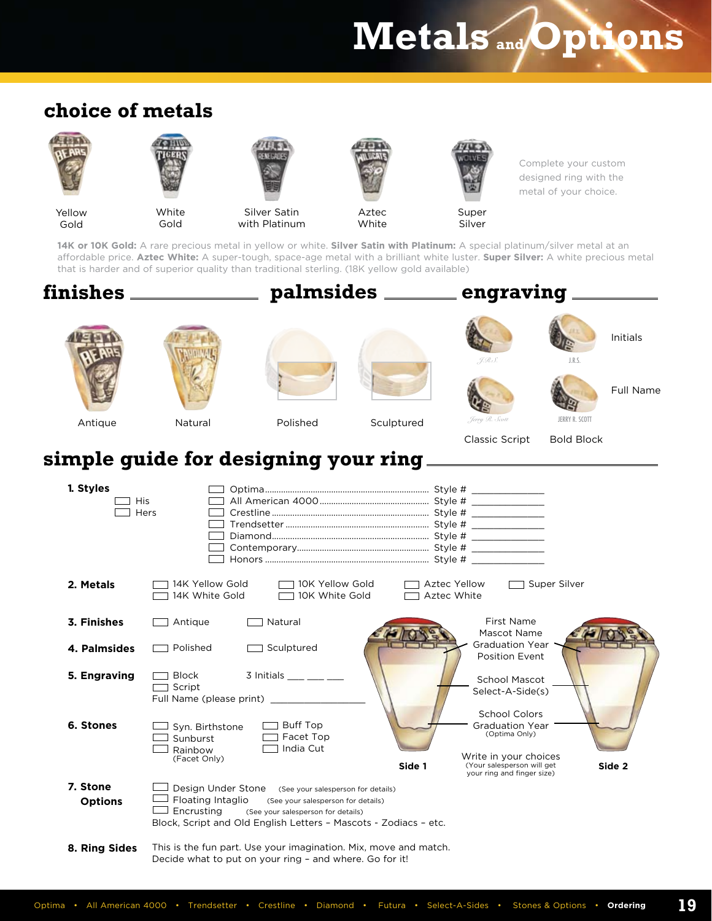# Metals and Options

## choice of metals

Yellow Gold

White Gold

Silver Satin with Platinum

Aztec White

Super Silver

Complete your custom designed ring with the metal of your choice.

**14K or 10K Gold:** A rare precious metal in yellow or white. **Silver Satin with Platinum:** A special platinum/silver metal at an affordable price. **Aztec White:** A super-tough, space-age metal with a brilliant white luster. **Super Silver:** A white precious metal that is harder and of superior quality than traditional sterling. (18K yellow gold available)

## finishes

Antique

Natural

## palmsides

Polished

Sculptured

## engraving

J.R.S.

J.R.S.

Initials

Jerry R. Scott

JERRY R. SCOTT

Full Name

Classic Script

Bold Block

## simple guide for designing your ring

**1. Styles**

- His
- Hers

- Optima ........ Style # ________
- All American 4000 ........ Style # ________
- Crestline ........ Style # ________
- Trendsetter ........ Style # ________
- Diamond ........ Style # ________
- Contemporary ........ Style # ________
- Honors ........ Style # ________

**2. Metals**

- 14K Yellow Gold
- 14K White Gold
- 10K Yellow Gold
- 10K White Gold
- Aztec Yellow
- Aztec White
- Super Silver

**3. Finishes**

- Antique
- Natural

**4. Palmsides**

- Polished
- Sculptured

**5. Engraving**

- Block
- Script

3 Initials ___ ___ ___

Full Name (please print) ________________

**6. Stones**

- Syn. Birthstone
- Sunburst
- Rainbow (Facet Only)
- Buff Top
- Facet Top
- India Cut

First Name
Mascot Name
Graduation Year
Position Event

School Mascot
Select-A-Side(s)

School Colors
Graduation Year
(Optima Only)

Side 1

Side 2

Write in your choices
(Your salesperson will get your ring and finger size)

**7. Stone Options**

- Design Under Stone (See your salesperson for details)
- Floating Intaglio (See your salesperson for details)
- Encrusting (See your salesperson for details)

Block, Script and Old English Letters – Mascots – Zodiacs – etc.

**8. Ring Sides**

This is the fun part. Use your imagination. Mix, move and match. Decide what to put on your ring – and where. Go for it!